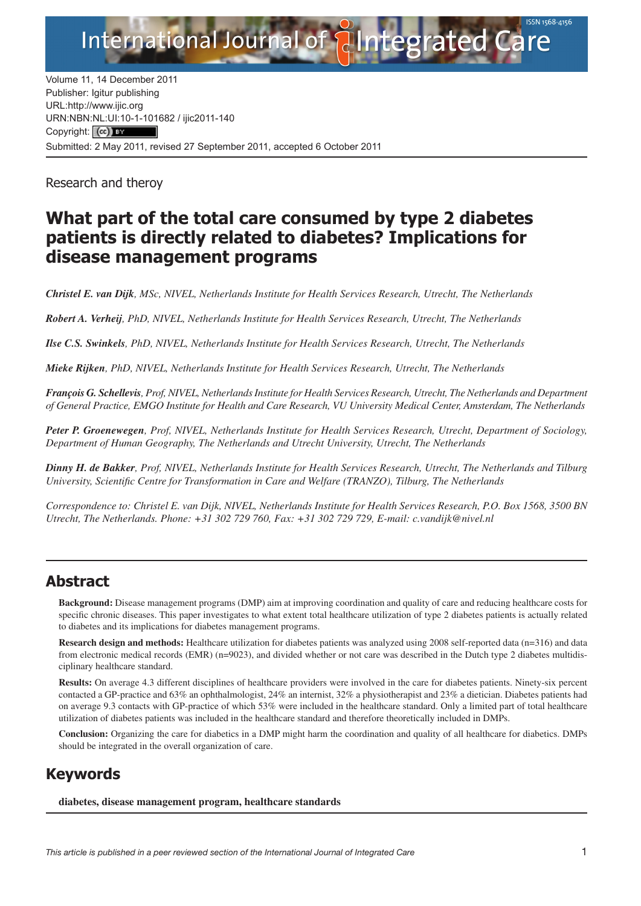Volume 11, 14 December 2011
Publisher: Igitur publishing
URL:http://www.ijic.org
URN:NBN:NL:UI:10-1-101682 / ijic2011-140
Copyright: (cc) BY
Submitted: 2 May 2011, revised 27 September 2011, accepted 6 October 2011

Research and theroy

# What part of the total care consumed by type 2 diabetes patients is directly related to diabetes? Implications for disease management programs

***Christel E. van Dijk****, MSc, NIVEL, Netherlands Institute for Health Services Research, Utrecht, The Netherlands*

***Robert A. Verheij****, PhD, NIVEL, Netherlands Institute for Health Services Research, Utrecht, The Netherlands*

***Ilse C.S. Swinkels****, PhD, NIVEL, Netherlands Institute for Health Services Research, Utrecht, The Netherlands*

***Mieke Rijken****, PhD, NIVEL, Netherlands Institute for Health Services Research, Utrecht, The Netherlands*

***François G. Schellevis****, Prof, NIVEL, Netherlands Institute for Health Services Research, Utrecht, The Netherlands and Department of General Practice, EMGO Institute for Health and Care Research, VU University Medical Center, Amsterdam, The Netherlands*

***Peter P. Groenewegen****, Prof, NIVEL, Netherlands Institute for Health Services Research, Utrecht, Department of Sociology, Department of Human Geography, The Netherlands and Utrecht University, Utrecht, The Netherlands*

***Dinny H. de Bakker****, Prof, NIVEL, Netherlands Institute for Health Services Research, Utrecht, The Netherlands and Tilburg University, Scientific Centre for Transformation in Care and Welfare (TRANZO), Tilburg, The Netherlands*

*Correspondence to: Christel E. van Dijk, NIVEL, Netherlands Institute for Health Services Research, P.O. Box 1568, 3500 BN Utrecht, The Netherlands. Phone: +31 302 729 760, Fax: +31 302 729 729, E-mail: c.vandijk@nivel.nl*

## Abstract

**Background:** Disease management programs (DMP) aim at improving coordination and quality of care and reducing healthcare costs for specific chronic diseases. This paper investigates to what extent total healthcare utilization of type 2 diabetes patients is actually related to diabetes and its implications for diabetes management programs.

**Research design and methods:** Healthcare utilization for diabetes patients was analyzed using 2008 self-reported data (n=316) and data from electronic medical records (EMR) (n=9023), and divided whether or not care was described in the Dutch type 2 diabetes multidisciplinary healthcare standard.

**Results:** On average 4.3 different disciplines of healthcare providers were involved in the care for diabetes patients. Ninety-six percent contacted a GP-practice and 63% an ophthalmologist, 24% an internist, 32% a physiotherapist and 23% a dietician. Diabetes patients had on average 9.3 contacts with GP-practice of which 53% were included in the healthcare standard. Only a limited part of total healthcare utilization of diabetes patients was included in the healthcare standard and therefore theoretically included in DMPs.

**Conclusion:** Organizing the care for diabetics in a DMP might harm the coordination and quality of all healthcare for diabetics. DMPs should be integrated in the overall organization of care.

## Keywords

**diabetes, disease management program, healthcare standards**

*This article is published in a peer reviewed section of the International Journal of Integrated Care*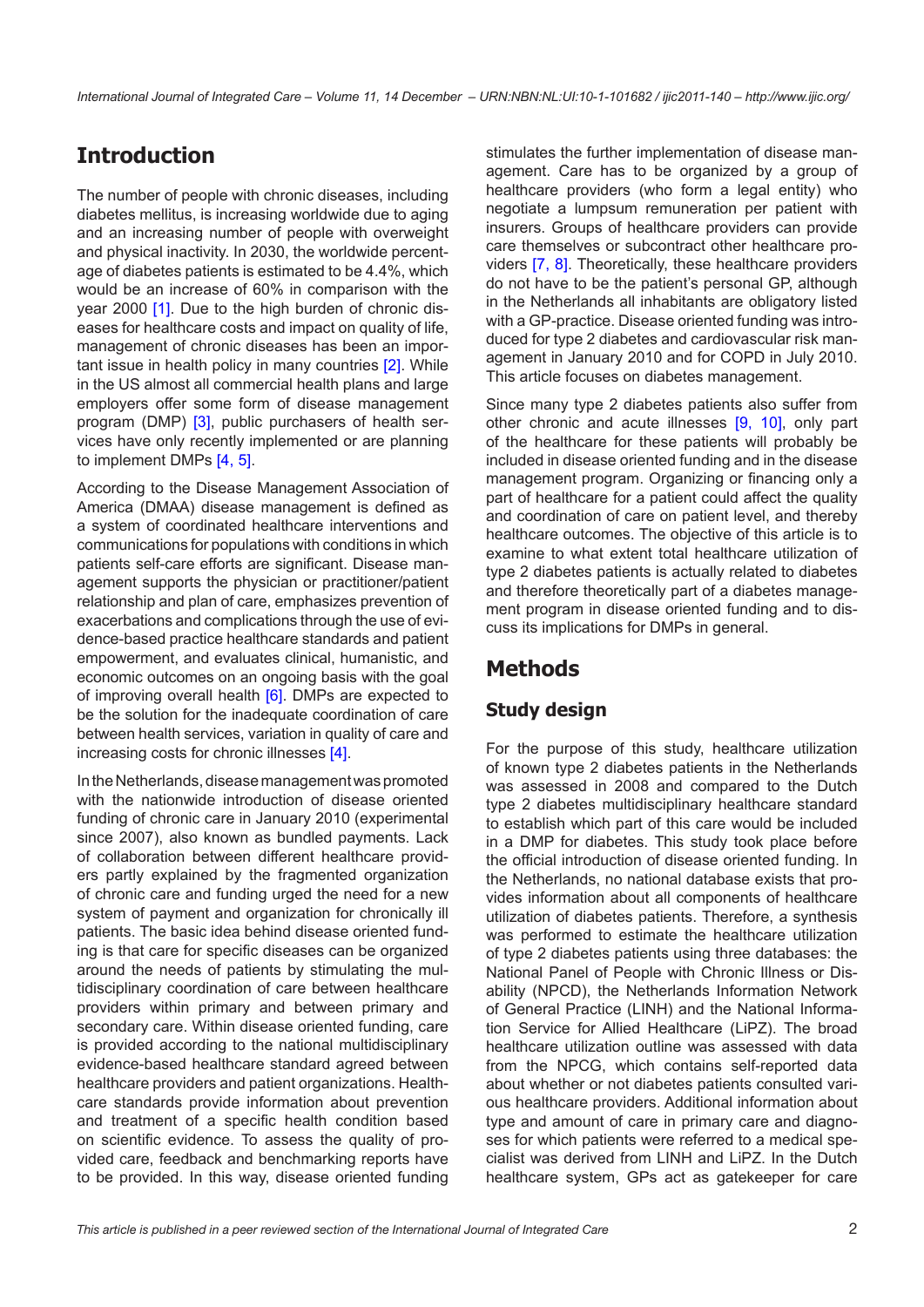## Introduction

The number of people with chronic diseases, including diabetes mellitus, is increasing worldwide due to aging and an increasing number of people with overweight and physical inactivity. In 2030, the worldwide percentage of diabetes patients is estimated to be 4.4%, which would be an increase of 60% in comparison with the year 2000 [1]. Due to the high burden of chronic diseases for healthcare costs and impact on quality of life, management of chronic diseases has been an important issue in health policy in many countries [2]. While in the US almost all commercial health plans and large employers offer some form of disease management program (DMP) [3], public purchasers of health services have only recently implemented or are planning to implement DMPs [4, 5].

According to the Disease Management Association of America (DMAA) disease management is defined as a system of coordinated healthcare interventions and communications for populations with conditions in which patients self-care efforts are significant. Disease management supports the physician or practitioner/patient relationship and plan of care, emphasizes prevention of exacerbations and complications through the use of evidence-based practice healthcare standards and patient empowerment, and evaluates clinical, humanistic, and economic outcomes on an ongoing basis with the goal of improving overall health [6]. DMPs are expected to be the solution for the inadequate coordination of care between health services, variation in quality of care and increasing costs for chronic illnesses [4].

In the Netherlands, disease management was promoted with the nationwide introduction of disease oriented funding of chronic care in January 2010 (experimental since 2007), also known as bundled payments. Lack of collaboration between different healthcare providers partly explained by the fragmented organization of chronic care and funding urged the need for a new system of payment and organization for chronically ill patients. The basic idea behind disease oriented funding is that care for specific diseases can be organized around the needs of patients by stimulating the multidisciplinary coordination of care between healthcare providers within primary and between primary and secondary care. Within disease oriented funding, care is provided according to the national multidisciplinary evidence-based healthcare standard agreed between healthcare providers and patient organizations. Healthcare standards provide information about prevention and treatment of a specific health condition based on scientific evidence. To assess the quality of provided care, feedback and benchmarking reports have to be provided. In this way, disease oriented funding stimulates the further implementation of disease management. Care has to be organized by a group of healthcare providers (who form a legal entity) who negotiate a lumpsum remuneration per patient with insurers. Groups of healthcare providers can provide care themselves or subcontract other healthcare providers [7, 8]. Theoretically, these healthcare providers do not have to be the patient's personal GP, although in the Netherlands all inhabitants are obligatory listed with a GP-practice. Disease oriented funding was introduced for type 2 diabetes and cardiovascular risk management in January 2010 and for COPD in July 2010. This article focuses on diabetes management.

Since many type 2 diabetes patients also suffer from other chronic and acute illnesses [9, 10], only part of the healthcare for these patients will probably be included in disease oriented funding and in the disease management program. Organizing or financing only a part of healthcare for a patient could affect the quality and coordination of care on patient level, and thereby healthcare outcomes. The objective of this article is to examine to what extent total healthcare utilization of type 2 diabetes patients is actually related to diabetes and therefore theoretically part of a diabetes management program in disease oriented funding and to discuss its implications for DMPs in general.

## Methods

### Study design

For the purpose of this study, healthcare utilization of known type 2 diabetes patients in the Netherlands was assessed in 2008 and compared to the Dutch type 2 diabetes multidisciplinary healthcare standard to establish which part of this care would be included in a DMP for diabetes. This study took place before the official introduction of disease oriented funding. In the Netherlands, no national database exists that provides information about all components of healthcare utilization of diabetes patients. Therefore, a synthesis was performed to estimate the healthcare utilization of type 2 diabetes patients using three databases: the National Panel of People with Chronic Illness or Disability (NPCD), the Netherlands Information Network of General Practice (LINH) and the National Information Service for Allied Healthcare (LiPZ). The broad healthcare utilization outline was assessed with data from the NPCG, which contains self-reported data about whether or not diabetes patients consulted various healthcare providers. Additional information about type and amount of care in primary care and diagnoses for which patients were referred to a medical specialist was derived from LINH and LiPZ. In the Dutch healthcare system, GPs act as gatekeeper for care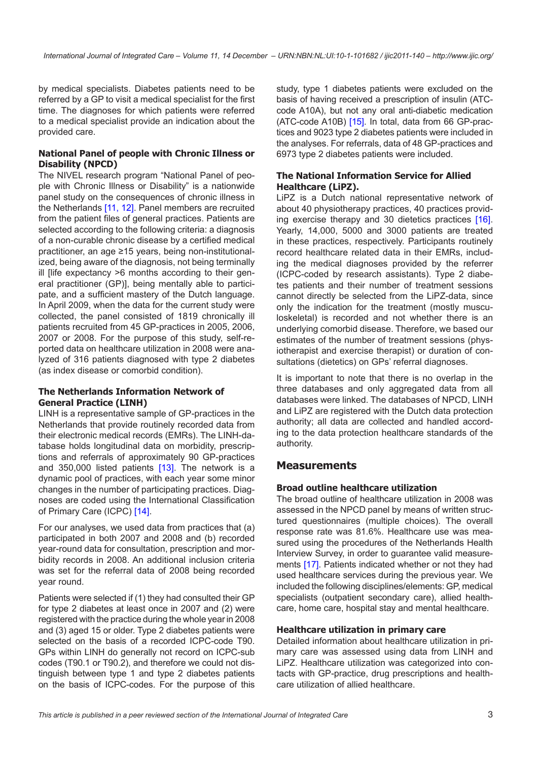by medical specialists. Diabetes patients need to be referred by a GP to visit a medical specialist for the first time. The diagnoses for which patients were referred to a medical specialist provide an indication about the provided care.

### National Panel of people with Chronic Illness or Disability (NPCD)

The NIVEL research program "National Panel of people with Chronic Illness or Disability" is a nationwide panel study on the consequences of chronic illness in the Netherlands [11, 12]. Panel members are recruited from the patient files of general practices. Patients are selected according to the following criteria: a diagnosis of a non-curable chronic disease by a certified medical practitioner, an age ≥15 years, being non-institutionalized, being aware of the diagnosis, not being terminally ill [life expectancy >6 months according to their general practitioner (GP)], being mentally able to participate, and a sufficient mastery of the Dutch language. In April 2009, when the data for the current study were collected, the panel consisted of 1819 chronically ill patients recruited from 45 GP-practices in 2005, 2006, 2007 or 2008. For the purpose of this study, self-reported data on healthcare utilization in 2008 were analyzed of 316 patients diagnosed with type 2 diabetes (as index disease or comorbid condition).

### The Netherlands Information Network of General Practice (LINH)

LINH is a representative sample of GP-practices in the Netherlands that provide routinely recorded data from their electronic medical records (EMRs). The LINH-database holds longitudinal data on morbidity, prescriptions and referrals of approximately 90 GP-practices and 350,000 listed patients [13]. The network is a dynamic pool of practices, with each year some minor changes in the number of participating practices. Diagnoses are coded using the International Classification of Primary Care (ICPC) [14].

For our analyses, we used data from practices that (a) participated in both 2007 and 2008 and (b) recorded year-round data for consultation, prescription and morbidity records in 2008. An additional inclusion criteria was set for the referral data of 2008 being recorded year round.

Patients were selected if (1) they had consulted their GP for type 2 diabetes at least once in 2007 and (2) were registered with the practice during the whole year in 2008 and (3) aged 15 or older. Type 2 diabetes patients were selected on the basis of a recorded ICPC-code T90. GPs within LINH do generally not record on ICPC-sub codes (T90.1 or T90.2), and therefore we could not distinguish between type 1 and type 2 diabetes patients on the basis of ICPC-codes. For the purpose of this study, type 1 diabetes patients were excluded on the basis of having received a prescription of insulin (ATC-code A10A), but not any oral anti-diabetic medication (ATC-code A10B) [15]. In total, data from 66 GP-practices and 9023 type 2 diabetes patients were included in the analyses. For referrals, data of 48 GP-practices and 6973 type 2 diabetes patients were included.

### The National Information Service for Allied Healthcare (LiPZ).

LiPZ is a Dutch national representative network of about 40 physiotherapy practices, 40 practices providing exercise therapy and 30 dietetics practices [16]. Yearly, 14,000, 5000 and 3000 patients are treated in these practices, respectively. Participants routinely record healthcare related data in their EMRs, including the medical diagnoses provided by the referrer (ICPC-coded by research assistants). Type 2 diabetes patients and their number of treatment sessions cannot directly be selected from the LiPZ-data, since only the indication for the treatment (mostly musculoskeletal) is recorded and not whether there is an underlying comorbid disease. Therefore, we based our estimates of the number of treatment sessions (physiotherapist and exercise therapist) or duration of consultations (dietetics) on GPs' referral diagnoses.

It is important to note that there is no overlap in the three databases and only aggregated data from all databases were linked. The databases of NPCD, LINH and LiPZ are registered with the Dutch data protection authority; all data are collected and handled according to the data protection healthcare standards of the authority.

## Measurements

### Broad outline healthcare utilization

The broad outline of healthcare utilization in 2008 was assessed in the NPCD panel by means of written structured questionnaires (multiple choices). The overall response rate was 81.6%. Healthcare use was measured using the procedures of the Netherlands Health Interview Survey, in order to guarantee valid measurements [17]. Patients indicated whether or not they had used healthcare services during the previous year. We included the following disciplines/elements: GP, medical specialists (outpatient secondary care), allied healthcare, home care, hospital stay and mental healthcare.

### Healthcare utilization in primary care

Detailed information about healthcare utilization in primary care was assessed using data from LINH and LiPZ. Healthcare utilization was categorized into contacts with GP-practice, drug prescriptions and healthcare utilization of allied healthcare.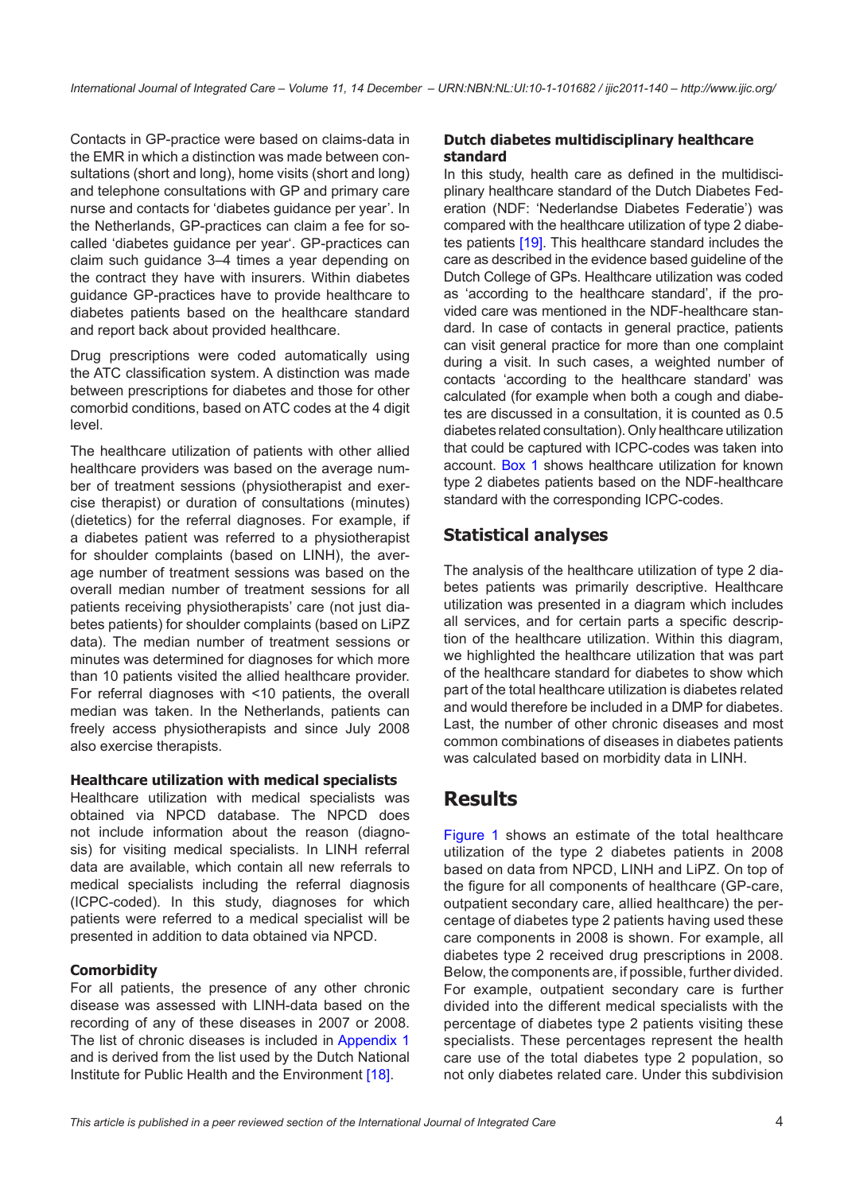Contacts in GP-practice were based on claims-data in the EMR in which a distinction was made between consultations (short and long), home visits (short and long) and telephone consultations with GP and primary care nurse and contacts for 'diabetes guidance per year'. In the Netherlands, GP-practices can claim a fee for so-called 'diabetes guidance per year'. GP-practices can claim such guidance 3–4 times a year depending on the contract they have with insurers. Within diabetes guidance GP-practices have to provide healthcare to diabetes patients based on the healthcare standard and report back about provided healthcare.

Drug prescriptions were coded automatically using the ATC classification system. A distinction was made between prescriptions for diabetes and those for other comorbid conditions, based on ATC codes at the 4 digit level.

The healthcare utilization of patients with other allied healthcare providers was based on the average number of treatment sessions (physiotherapist and exercise therapist) or duration of consultations (minutes) (dietetics) for the referral diagnoses. For example, if a diabetes patient was referred to a physiotherapist for shoulder complaints (based on LINH), the average number of treatment sessions was based on the overall median number of treatment sessions for all patients receiving physiotherapists' care (not just diabetes patients) for shoulder complaints (based on LiPZ data). The median number of treatment sessions or minutes was determined for diagnoses for which more than 10 patients visited the allied healthcare provider. For referral diagnoses with <10 patients, the overall median was taken. In the Netherlands, patients can freely access physiotherapists and since July 2008 also exercise therapists.

### Healthcare utilization with medical specialists

Healthcare utilization with medical specialists was obtained via NPCD database. The NPCD does not include information about the reason (diagnosis) for visiting medical specialists. In LINH referral data are available, which contain all new referrals to medical specialists including the referral diagnosis (ICPC-coded). In this study, diagnoses for which patients were referred to a medical specialist will be presented in addition to data obtained via NPCD.

### Comorbidity

For all patients, the presence of any other chronic disease was assessed with LINH-data based on the recording of any of these diseases in 2007 or 2008. The list of chronic diseases is included in Appendix 1 and is derived from the list used by the Dutch National Institute for Public Health and the Environment [18].

### Dutch diabetes multidisciplinary healthcare standard

In this study, health care as defined in the multidisciplinary healthcare standard of the Dutch Diabetes Federation (NDF: 'Nederlandse Diabetes Federatie') was compared with the healthcare utilization of type 2 diabetes patients [19]. This healthcare standard includes the care as described in the evidence based guideline of the Dutch College of GPs. Healthcare utilization was coded as 'according to the healthcare standard', if the provided care was mentioned in the NDF-healthcare standard. In case of contacts in general practice, patients can visit general practice for more than one complaint during a visit. In such cases, a weighted number of contacts 'according to the healthcare standard' was calculated (for example when both a cough and diabetes are discussed in a consultation, it is counted as 0.5 diabetes related consultation). Only healthcare utilization that could be captured with ICPC-codes was taken into account. Box 1 shows healthcare utilization for known type 2 diabetes patients based on the NDF-healthcare standard with the corresponding ICPC-codes.

## Statistical analyses

The analysis of the healthcare utilization of type 2 diabetes patients was primarily descriptive. Healthcare utilization was presented in a diagram which includes all services, and for certain parts a specific description of the healthcare utilization. Within this diagram, we highlighted the healthcare utilization that was part of the healthcare standard for diabetes to show which part of the total healthcare utilization is diabetes related and would therefore be included in a DMP for diabetes. Last, the number of other chronic diseases and most common combinations of diseases in diabetes patients was calculated based on morbidity data in LINH.

# Results

Figure 1 shows an estimate of the total healthcare utilization of the type 2 diabetes patients in 2008 based on data from NPCD, LINH and LiPZ. On top of the figure for all components of healthcare (GP-care, outpatient secondary care, allied healthcare) the percentage of diabetes type 2 patients having used these care components in 2008 is shown. For example, all diabetes type 2 received drug prescriptions in 2008. Below, the components are, if possible, further divided. For example, outpatient secondary care is further divided into the different medical specialists with the percentage of diabetes type 2 patients visiting these specialists. These percentages represent the health care use of the total diabetes type 2 population, so not only diabetes related care. Under this subdivision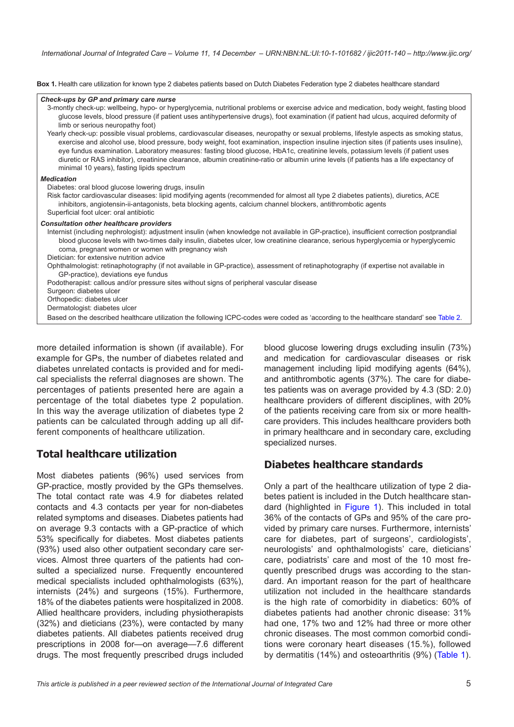**Box 1.** Health care utilization for known type 2 diabetes patients based on Dutch Diabetes Federation type 2 diabetes healthcare standard

***Check-ups by GP and primary care nurse***

3-montly check-up: wellbeing, hypo- or hyperglycemia, nutritional problems or exercise advice and medication, body weight, fasting blood glucose levels, blood pressure (if patient uses antihypertensive drugs), foot examination (if patient had ulcus, acquired deformity of limb or serious neuropathy foot)

Yearly check-up: possible visual problems, cardiovascular diseases, neuropathy or sexual problems, lifestyle aspects as smoking status, exercise and alcohol use, blood pressure, body weight, foot examination, inspection insuline injection sites (if patients uses insuline), eye fundus examination. Laboratory measures: fasting blood glucose, HbA1c, creatinine levels, potassium levels (if patient uses diuretic or RAS inhibitor), creatinine clearance, albumin creatinine-ratio or albumin urine levels (if patients has a life expectancy of minimal 10 years), fasting lipids spectrum

***Medication***

Diabetes: oral blood glucose lowering drugs, insulin

Risk factor cardiovascular diseases: lipid modifying agents (recommended for almost all type 2 diabetes patients), diuretics, ACE inhibitors, angiotensin-ii-antagonists, beta blocking agents, calcium channel blockers, antithrombotic agents

Superficial foot ulcer: oral antibiotic

***Consultation other healthcare providers***

Internist (including nephrologist): adjustment insulin (when knowledge not available in GP-practice), insufficient correction postprandial blood glucose levels with two-times daily insulin, diabetes ulcer, low creatinine clearance, serious hyperglycemia or hyperglycemic coma, pregnant women or women with pregnancy wish

Dietician: for extensive nutrition advice

Ophthalmologist: retinaphotography (if not available in GP-practice), assessment of retinaphotography (if expertise not available in GP-practice), deviations eye fundus

Podotherapist: callous and/or pressure sites without signs of peripheral vascular disease

Surgeon: diabetes ulcer

Orthopedic: diabetes ulcer

Dermatologist: diabetes ulcer

Based on the described healthcare utilization the following ICPC-codes were coded as 'according to the healthcare standard' see Table 2.

more detailed information is shown (if available). For example for GPs, the number of diabetes related and diabetes unrelated contacts is provided and for medical specialists the referral diagnoses are shown. The percentages of patients presented here are again a percentage of the total diabetes type 2 population. In this way the average utilization of diabetes type 2 patients can be calculated through adding up all different components of healthcare utilization.

## Total healthcare utilization

Most diabetes patients (96%) used services from GP-practice, mostly provided by the GPs themselves. The total contact rate was 4.9 for diabetes related contacts and 4.3 contacts per year for non-diabetes related symptoms and diseases. Diabetes patients had on average 9.3 contacts with a GP-practice of which 53% specifically for diabetes. Most diabetes patients (93%) used also other outpatient secondary care services. Almost three quarters of the patients had consulted a specialized nurse. Frequently encountered medical specialists included ophthalmologists (63%), internists (24%) and surgeons (15%). Furthermore, 18% of the diabetes patients were hospitalized in 2008. Allied healthcare providers, including physiotherapists (32%) and dieticians (23%), were contacted by many diabetes patients. All diabetes patients received drug prescriptions in 2008 for—on average—7.6 different drugs. The most frequently prescribed drugs included blood glucose lowering drugs excluding insulin (73%) and medication for cardiovascular diseases or risk management including lipid modifying agents (64%), and antithrombotic agents (37%). The care for diabetes patients was on average provided by 4.3 (SD: 2.0) healthcare providers of different disciplines, with 20% of the patients receiving care from six or more healthcare providers. This includes healthcare providers both in primary healthcare and in secondary care, excluding specialized nurses.

## Diabetes healthcare standards

Only a part of the healthcare utilization of type 2 diabetes patient is included in the Dutch healthcare standard (highlighted in Figure 1). This included in total 36% of the contacts of GPs and 95% of the care provided by primary care nurses. Furthermore, internists' care for diabetes, part of surgeons', cardiologists', neurologists' and ophthalmologists' care, dieticians' care, podiatrists' care and most of the 10 most frequently prescribed drugs was according to the standard. An important reason for the part of healthcare utilization not included in the healthcare standards is the high rate of comorbidity in diabetics: 60% of diabetes patients had another chronic disease: 31% had one, 17% two and 12% had three or more other chronic diseases. The most common comorbid conditions were coronary heart diseases (15.%), followed by dermatitis (14%) and osteoarthritis (9%) (Table 1).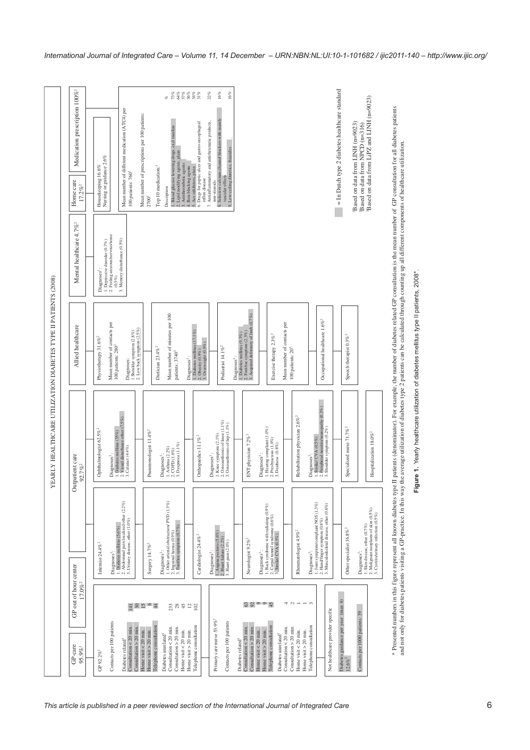YEARLY HEALTHCARE UTILIZATION DIABETES TYPE II PATIENTS (2008)

**GP-care** 95.9%[1]

**GP out of hour center** 17.0%[2]

GP 92.2%[1]

Contacts per 100 patients

| Diabetes related[1] | |
|---|---|
| Consultation < 20 min. | 141 |
| Consultation > 20 min. | 30 |
| Home visit < 20 min. | 15 |
| Home visit > 20 min. | 6 |
| Telephone consultation | 44 |

| Diabetes unrelated[1] | |
|---|---|
| Consultation < 20 min. | 233 |
| Consultation > 20 min. | 28 |
| Home visit < 20 min. | 45 |
| Home visit > 20 min. | 12 |
| Telephone consultation | 102 |

Primary care nurse 53.9%[1]

Contacts per 100 patients

| Diabetes related[1] | |
|---|---|
| Consultation < 20 min. | 63 |
| Consultation > 20 min. | 92 |
| Home visit < 20 min. | 9 |
| Home visit > 20 min. | 9 |
| Telephone consultation | 45 |

| Diabetes unrelated[1] | |
|---|---|
| Consultation < 20 min. | 4 |
| Consultation > 20 min. | 2 |
| Home visit < 20 min. | 1 |
| Home visit > 20 min. | 1 |
| Telephone consultation | 3 |

Not healthcare provider specific

Diabetes guidance per year (max 4) 12.6%[1]

Contacts per 1000 patients: 39

**Outpatient care** 92.7%[2]

Internist 24.4%[2]

Diagnoses[1]:
1. Diabetes mellitus (5.6%)
2. Abdominal pain localized other (2.2%)
3. Urinary disease, other (1.0%)

Surgery 14.7%[2]

Diagnoses[1]:
1. Other arterial obstruction/ PVD (1.3%)
2. Inguinal hernia (0.9%)
3. Foot/toe symptom (0.7%)

Cardiologist 24.4%[2]

Diagnoses[1]:
1. Angina pectoris (5.6%)
2. Heart failure (2.2%)
3. Heart pain (2.0%)

Neurologist 9.2%[2]

Diagnoses[1]:
1. Back syndrome with radiating (0.9%)
2. Carpal tunnel syndrome (0.6%)
3. Stroke/ CVA (0.5%)

Rheumatologist 4.9%[2]

Diagnoses[1]:
1. Joint symptom/complaint NOS (1.3%)
2. Hand/finger symptom (0.8%)
3. Musculoskeletal disease, other (0.6%)

Other specialist 16.8%[2]

Diagnoses[1]:
1. Skin disease, other (0.7%)
2. Malignant neoplasm of skin (0.5%)
3. Cystitis/urinary infection (0.5%)

Ophthalmologist 62.5%[2]

Diagnoses[1]:
1. Diabetes mellitus (35%)
2. Visual disturbance other (7.5%)
3. Cataract (4.4%)

Pneumonologist 11.4%[2]

Diagnoses[1]:
1. Asthma (2.2%)
2. COPD (1.6%)
3. Dyspnoea (1.1%)

Orthopaedics 11.1%[2]

Diagnoses[1]:
1. Knee symptom (2.1%)
2. Osteoarthrosis of knee (1.1%)
3. Osteoarthrosis of hip (1.1%)

ENT physician 7.2%[2]

Diagnoses[1]:
1. Hearing complaint (1.0%)
2. Presbyacusis (1.0%)
3. Deafness (0.8%)

Rehabilitation physician 2.6%[2]

Diagnoses[1]:
1. Stroke/ CVA (0.5%)
2. Peripheral neuritis/neuropathy (0.3%)
3. Shoulder symptom (0.2%)

Specialized nurse 71.7%[2]

Hospitalization 18.0%[2]

**Allied healthcare**

Physiotherapy 31.6%[2]

Mean number of contacts per 100 patients: 280[3]

Diagnoses:
1. Shoulder symptom (2.8%)
2. Low back symptom (2.5%)

Dietician 23.4%[2]

Mean number of minutes per 100 patients: 3740[3]

Diagnoses[1]:
1. Diabetes mellitus (17.1%)
2. Obesity (0.9%)
3. Overweight (0.9%)

Pedicurist 14.1%[2]

Diagnoses[1]:
1. Diabetes mellitus (9.3%)
2. Foot/toe symptom (2.3%)
3. Acquired deformity of limb (0.7%)

Exercise therapy 2.3%[2]

Mean number of contacts per 100 patients: 20[3]

Occupational healthcare 1.6%[2]

Speech therapist 0.3%[2]

**Mental healthcare** 4.7%[2]

Diagnoses[1]:
1. Depressive disorder (0.7%)
2. Feeling anxious/nervous/tense (0.5%)
3. Memory disturbance (0.5%)

**Home care** 17.2%[2]

Housekeeping 16.6%
Nursing or guidance 2.6%

**Medication prescription** 100%[1]

Mean number of different medication (ATC4) per 100 patients: 760[3]

Mean number of prescriptions per 100 patients: 2700[3]

Top 10 medication:[1]

| Description | % |
|---|---|
| 1. Blood glucose lowering drugs, excl insulins | 73% |
| 2. Lipid modifying agents, plain | 64% |
| 3. Antithrombotic agents | 37% |
| 4. Beta blocking agents | 36% |
| 5. Ace inhibitors, plain | 34% |
| 6. Drugs for peptic ulcer and gastro-oesophageal reflux disease | 31% |
| 7. Antiinflammatory and antirheumatic products, non-steroids | 22% |
| 8. Selective calcium channel blockers with mainly vascular effects | 16% |
| 9. Low-ceiling diuretics, thiazides | 16% |

(shaded) = In Dutch type 2 diabetes healthcare standard

[1]Based on data from LINH (n=9023)
[2]Based on data from NPCD (n=316)
[3]Based on data from LiPZ and LINH (n=9023)

* Presented numbers in this figure represent all known diabetes type II patients (denominator). For example, the number of diabetes related GP consultation is the mean number of GP consultation for all diabetes patients and not only for diabetes patients visiting a GP-practice. In this way the average utilization of diabetes type 2 patients can be calculated through counting up all different components of healthcare utilization.

**Figure 1.** Yearly healthcare utilization of diabetes mellitus type II patients, 2008*.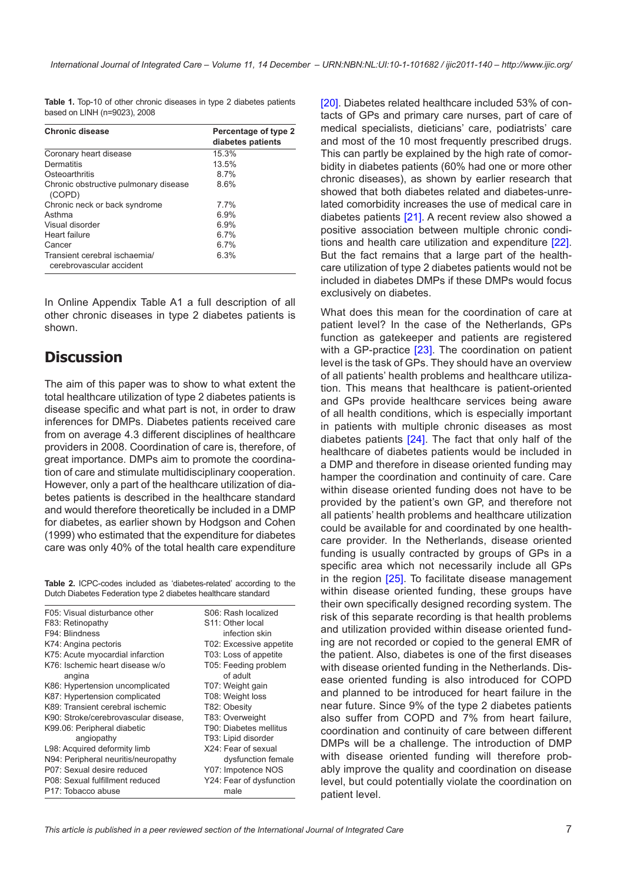**Table 1.** Top-10 of other chronic diseases in type 2 diabetes patients based on LINH (n=9023), 2008

| Chronic disease | Percentage of type 2 diabetes patients |
|---|---|
| Coronary heart disease | 15.3% |
| Dermatitis | 13.5% |
| Osteoarthritis | 8.7% |
| Chronic obstructive pulmonary disease (COPD) | 8.6% |
| Chronic neck or back syndrome | 7.7% |
| Asthma | 6.9% |
| Visual disorder | 6.9% |
| Heart failure | 6.7% |
| Cancer | 6.7% |
| Transient cerebral ischaemia/ cerebrovascular accident | 6.3% |

In Online Appendix Table A1 a full description of all other chronic diseases in type 2 diabetes patients is shown.

## Discussion

The aim of this paper was to show to what extent the total healthcare utilization of type 2 diabetes patients is disease specific and what part is not, in order to draw inferences for DMPs. Diabetes patients received care from on average 4.3 different disciplines of healthcare providers in 2008. Coordination of care is, therefore, of great importance. DMPs aim to promote the coordination of care and stimulate multidisciplinary cooperation. However, only a part of the healthcare utilization of diabetes patients is described in the healthcare standard and would therefore theoretically be included in a DMP for diabetes, as earlier shown by Hodgson and Cohen (1999) who estimated that the expenditure for diabetes care was only 40% of the total health care expenditure [20]. Diabetes related healthcare included 53% of contacts of GPs and primary care nurses, part of care of medical specialists, dieticians' care, podiatrists' care and most of the 10 most frequently prescribed drugs. This can partly be explained by the high rate of comorbidity in diabetes patients (60% had one or more other chronic diseases), as shown by earlier research that showed that both diabetes related and diabetes-unrelated comorbidity increases the use of medical care in diabetes patients [21]. A recent review also showed a positive association between multiple chronic conditions and health care utilization and expenditure [22]. But the fact remains that a large part of the healthcare utilization of type 2 diabetes patients would not be included in diabetes DMPs if these DMPs would focus exclusively on diabetes.

**Table 2.** ICPC-codes included as 'diabetes-related' according to the Dutch Diabetes Federation type 2 diabetes healthcare standard

| | |
|---|---|
| F05: Visual disturbance other | S06: Rash localized |
| F83: Retinopathy | S11: Other local infection skin |
| F94: Blindness | T02: Excessive appetite |
| K74: Angina pectoris | T03: Loss of appetite |
| K75: Acute myocardial infarction | T05: Feeding problem of adult |
| K76: Ischemic heart disease w/o angina | T07: Weight gain |
| K86: Hypertension uncomplicated | T08: Weight loss |
| K87: Hypertension complicated | T82: Obesity |
| K89: Transient cerebral ischemic | T83: Overweight |
| K90: Stroke/cerebrovascular disease, | T90: Diabetes mellitus |
| K99.06: Peripheral diabetic angiopathy | T93: Lipid disorder |
| L98: Acquired deformity limb | X24: Fear of sexual dysfunction female |
| N94: Peripheral neuritis/neuropathy | Y07: Impotence NOS |
| P07: Sexual desire reduced | Y24: Fear of dysfunction male |
| P08: Sexual fulfillment reduced | |
| P17: Tobacco abuse | |

What does this mean for the coordination of care at patient level? In the case of the Netherlands, GPs function as gatekeeper and patients are registered with a GP-practice [23]. The coordination on patient level is the task of GPs. They should have an overview of all patients' health problems and healthcare utilization. This means that healthcare is patient-oriented and GPs provide healthcare services being aware of all health conditions, which is especially important in patients with multiple chronic diseases as most diabetes patients [24]. The fact that only half of the healthcare of diabetes patients would be included in a DMP and therefore in disease oriented funding may hamper the coordination and continuity of care. Care within disease oriented funding does not have to be provided by the patient's own GP, and therefore not all patients' health problems and healthcare utilization could be available for and coordinated by one healthcare provider. In the Netherlands, disease oriented funding is usually contracted by groups of GPs in a specific area which not necessarily include all GPs in the region [25]. To facilitate disease management within disease oriented funding, these groups have their own specifically designed recording system. The risk of this separate recording is that health problems and utilization provided within disease oriented funding are not recorded or copied to the general EMR of the patient. Also, diabetes is one of the first diseases with disease oriented funding in the Netherlands. Disease oriented funding is also introduced for COPD and planned to be introduced for heart failure in the near future. Since 9% of the type 2 diabetes patients also suffer from COPD and 7% from heart failure, coordination and continuity of care between different DMPs will be a challenge. The introduction of DMP with disease oriented funding will therefore probably improve the quality and coordination on disease level, but could potentially violate the coordination on patient level.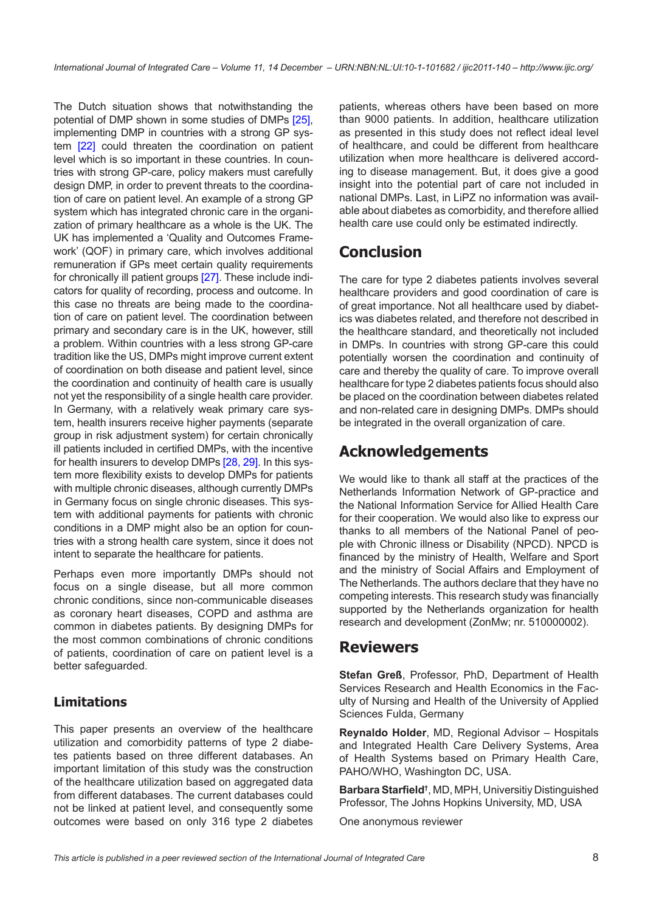The Dutch situation shows that notwithstanding the potential of DMP shown in some studies of DMPs [25], implementing DMP in countries with a strong GP system [22] could threaten the coordination on patient level which is so important in these countries. In countries with strong GP-care, policy makers must carefully design DMP, in order to prevent threats to the coordination of care on patient level. An example of a strong GP system which has integrated chronic care in the organization of primary healthcare as a whole is the UK. The UK has implemented a 'Quality and Outcomes Framework' (QOF) in primary care, which involves additional remuneration if GPs meet certain quality requirements for chronically ill patient groups [27]. These include indicators for quality of recording, process and outcome. In this case no threats are being made to the coordination of care on patient level. The coordination between primary and secondary care is in the UK, however, still a problem. Within countries with a less strong GP-care tradition like the US, DMPs might improve current extent of coordination on both disease and patient level, since the coordination and continuity of health care is usually not yet the responsibility of a single health care provider. In Germany, with a relatively weak primary care system, health insurers receive higher payments (separate group in risk adjustment system) for certain chronically ill patients included in certified DMPs, with the incentive for health insurers to develop DMPs [28, 29]. In this system more flexibility exists to develop DMPs for patients with multiple chronic diseases, although currently DMPs in Germany focus on single chronic diseases. This system with additional payments for patients with chronic conditions in a DMP might also be an option for countries with a strong health care system, since it does not intent to separate the healthcare for patients.

Perhaps even more importantly DMPs should not focus on a single disease, but all more common chronic conditions, since non-communicable diseases as coronary heart diseases, COPD and asthma are common in diabetes patients. By designing DMPs for the most common combinations of chronic conditions of patients, coordination of care on patient level is a better safeguarded.

### Limitations

This paper presents an overview of the healthcare utilization and comorbidity patterns of type 2 diabetes patients based on three different databases. An important limitation of this study was the construction of the healthcare utilization based on aggregated data from different databases. The current databases could not be linked at patient level, and consequently some outcomes were based on only 316 type 2 diabetes patients, whereas others have been based on more than 9000 patients. In addition, healthcare utilization as presented in this study does not reflect ideal level of healthcare, and could be different from healthcare utilization when more healthcare is delivered according to disease management. But, it does give a good insight into the potential part of care not included in national DMPs. Last, in LiPZ no information was available about diabetes as comorbidity, and therefore allied health care use could only be estimated indirectly.

## Conclusion

The care for type 2 diabetes patients involves several healthcare providers and good coordination of care is of great importance. Not all healthcare used by diabetics was diabetes related, and therefore not described in the healthcare standard, and theoretically not included in DMPs. In countries with strong GP-care this could potentially worsen the coordination and continuity of care and thereby the quality of care. To improve overall healthcare for type 2 diabetes patients focus should also be placed on the coordination between diabetes related and non-related care in designing DMPs. DMPs should be integrated in the overall organization of care.

## Acknowledgements

We would like to thank all staff at the practices of the Netherlands Information Network of GP-practice and the National Information Service for Allied Health Care for their cooperation. We would also like to express our thanks to all members of the National Panel of people with Chronic illness or Disability (NPCD). NPCD is financed by the ministry of Health, Welfare and Sport and the ministry of Social Affairs and Employment of The Netherlands. The authors declare that they have no competing interests. This research study was financially supported by the Netherlands organization for health research and development (ZonMw; nr. 510000002).

## Reviewers

**Stefan Greß**, Professor, PhD, Department of Health Services Research and Health Economics in the Faculty of Nursing and Health of the University of Applied Sciences Fulda, Germany

**Reynaldo Holder**, MD, Regional Advisor – Hospitals and Integrated Health Care Delivery Systems, Area of Health Systems based on Primary Health Care, PAHO/WHO, Washington DC, USA.

**Barbara Starfield**†, MD, MPH, Universitiy Distinguished Professor, The Johns Hopkins University, MD, USA

One anonymous reviewer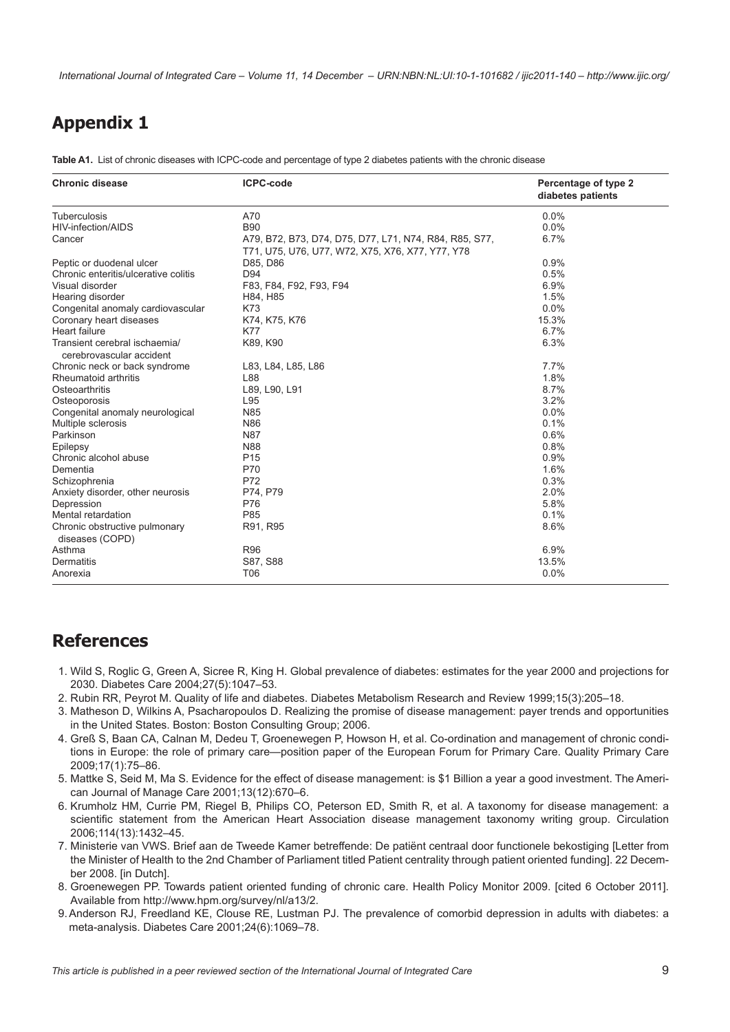## Appendix 1

**Table A1.** List of chronic diseases with ICPC-code and percentage of type 2 diabetes patients with the chronic disease

| Chronic disease | ICPC-code | Percentage of type 2 diabetes patients |
|---|---|---|
| Tuberculosis | A70 | 0.0% |
| HIV-infection/AIDS | B90 | 0.0% |
| Cancer | A79, B72, B73, D74, D75, D77, L71, N74, R84, R85, S77, T71, U75, U76, U77, W72, X75, X76, X77, Y77, Y78 | 6.7% |
| Peptic or duodenal ulcer | D85, D86 | 0.9% |
| Chronic enteritis/ulcerative colitis | D94 | 0.5% |
| Visual disorder | F83, F84, F92, F93, F94 | 6.9% |
| Hearing disorder | H84, H85 | 1.5% |
| Congenital anomaly cardiovascular | K73 | 0.0% |
| Coronary heart diseases | K74, K75, K76 | 15.3% |
| Heart failure | K77 | 6.7% |
| Transient cerebral ischaemia/ cerebrovascular accident | K89, K90 | 6.3% |
| Chronic neck or back syndrome | L83, L84, L85, L86 | 7.7% |
| Rheumatoid arthritis | L88 | 1.8% |
| Osteoarthritis | L89, L90, L91 | 8.7% |
| Osteoporosis | L95 | 3.2% |
| Congenital anomaly neurological | N85 | 0.0% |
| Multiple sclerosis | N86 | 0.1% |
| Parkinson | N87 | 0.6% |
| Epilepsy | N88 | 0.8% |
| Chronic alcohol abuse | P15 | 0.9% |
| Dementia | P70 | 1.6% |
| Schizophrenia | P72 | 0.3% |
| Anxiety disorder, other neurosis | P74, P79 | 2.0% |
| Depression | P76 | 5.8% |
| Mental retardation | P85 | 0.1% |
| Chronic obstructive pulmonary diseases (COPD) | R91, R95 | 8.6% |
| Asthma | R96 | 6.9% |
| Dermatitis | S87, S88 | 13.5% |
| Anorexia | T06 | 0.0% |

## References

1. Wild S, Roglic G, Green A, Sicree R, King H. Global prevalence of diabetes: estimates for the year 2000 and projections for 2030. Diabetes Care 2004;27(5):1047–53.
2. Rubin RR, Peyrot M. Quality of life and diabetes. Diabetes Metabolism Research and Review 1999;15(3):205–18.
3. Matheson D, Wilkins A, Psacharopoulos D. Realizing the promise of disease management: payer trends and opportunities in the United States. Boston: Boston Consulting Group; 2006.
4. Greß S, Baan CA, Calnan M, Dedeu T, Groenewegen P, Howson H, et al. Co-ordination and management of chronic conditions in Europe: the role of primary care—position paper of the European Forum for Primary Care. Quality Primary Care 2009;17(1):75–86.
5. Mattke S, Seid M, Ma S. Evidence for the effect of disease management: is $1 Billion a year a good investment. The American Journal of Manage Care 2001;13(12):670–6.
6. Krumholz HM, Currie PM, Riegel B, Philips CO, Peterson ED, Smith R, et al. A taxonomy for disease management: a scientific statement from the American Heart Association disease management taxonomy writing group. Circulation 2006;114(13):1432–45.
7. Ministerie van VWS. Brief aan de Tweede Kamer betreffende: De patiënt centraal door functionele bekostiging [Letter from the Minister of Health to the 2nd Chamber of Parliament titled Patient centrality through patient oriented funding]. 22 December 2008. [in Dutch].
8. Groenewegen PP. Towards patient oriented funding of chronic care. Health Policy Monitor 2009. [cited 6 October 2011]. Available from http://www.hpm.org/survey/nl/a13/2.
9. Anderson RJ, Freedland KE, Clouse RE, Lustman PJ. The prevalence of comorbid depression in adults with diabetes: a meta-analysis. Diabetes Care 2001;24(6):1069–78.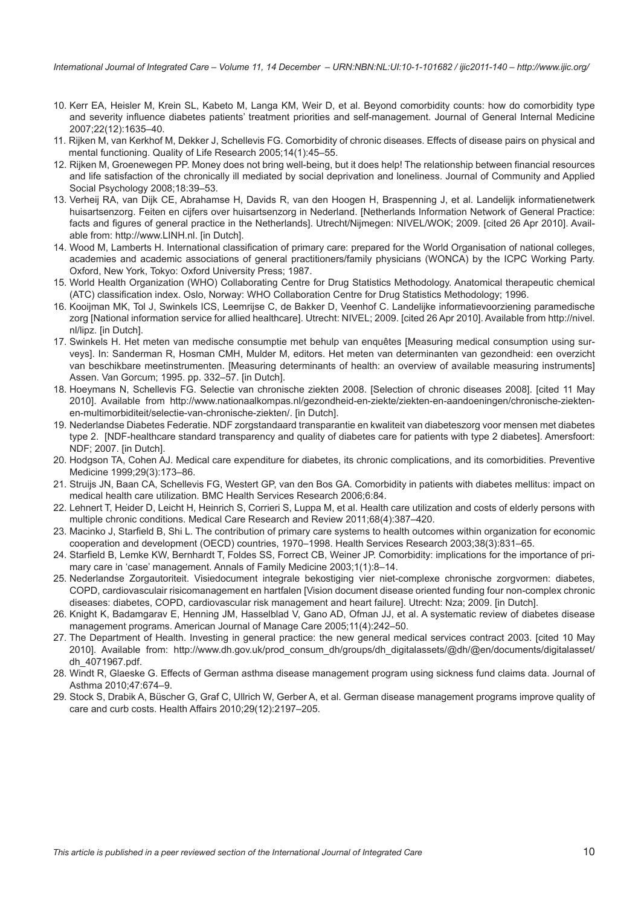10. Kerr EA, Heisler M, Krein SL, Kabeto M, Langa KM, Weir D, et al. Beyond comorbidity counts: how do comorbidity type and severity influence diabetes patients' treatment priorities and self-management. Journal of General Internal Medicine 2007;22(12):1635–40.
11. Rijken M, van Kerkhof M, Dekker J, Schellevis FG. Comorbidity of chronic diseases. Effects of disease pairs on physical and mental functioning. Quality of Life Research 2005;14(1):45–55.
12. Rijken M, Groenewegen PP. Money does not bring well-being, but it does help! The relationship between financial resources and life satisfaction of the chronically ill mediated by social deprivation and loneliness. Journal of Community and Applied Social Psychology 2008;18:39–53.
13. Verheij RA, van Dijk CE, Abrahamse H, Davids R, van den Hoogen H, Braspenning J, et al. Landelijk informatienetwerk huisartsenzorg. Feiten en cijfers over huisartsenzorg in Nederland. [Netherlands Information Network of General Practice: facts and figures of general practice in the Netherlands]. Utrecht/Nijmegen: NIVEL/WOK; 2009. [cited 26 Apr 2010]. Available from: http://www.LINH.nl. [in Dutch].
14. Wood M, Lamberts H. International classification of primary care: prepared for the World Organisation of national colleges, academies and academic associations of general practitioners/family physicians (WONCA) by the ICPC Working Party. Oxford, New York, Tokyo: Oxford University Press; 1987.
15. World Health Organization (WHO) Collaborating Centre for Drug Statistics Methodology. Anatomical therapeutic chemical (ATC) classification index. Oslo, Norway: WHO Collaboration Centre for Drug Statistics Methodology; 1996.
16. Kooijman MK, Tol J, Swinkels ICS, Leemrijse C, de Bakker D, Veenhof C. Landelijke informatievoorziening paramedische zorg [National information service for allied healthcare]. Utrecht: NIVEL; 2009. [cited 26 Apr 2010]. Available from http://nivel.nl/lipz. [in Dutch].
17. Swinkels H. Het meten van medische consumptie met behulp van enquêtes [Measuring medical consumption using surveys]. In: Sanderman R, Hosman CMH, Mulder M, editors. Het meten van determinanten van gezondheid: een overzicht van beschikbare meetinstrumenten. [Measuring determinants of health: an overview of available measuring instruments] Assen. Van Gorcum; 1995. pp. 332–57. [in Dutch].
18. Hoeymans N, Schellevis FG. Selectie van chronische ziekten 2008. [Selection of chronic diseases 2008]. [cited 11 May 2010]. Available from http://www.nationaalkompas.nl/gezondheid-en-ziekte/ziekten-en-aandoeningen/chronische-ziekten-en-multimorbiditeit/selectie-van-chronische-ziekten/. [in Dutch].
19. Nederlandse Diabetes Federatie. NDF zorgstandaard transparantie en kwaliteit van diabeteszorg voor mensen met diabetes type 2. [NDF-healthcare standard transparency and quality of diabetes care for patients with type 2 diabetes]. Amersfoort: NDF; 2007. [in Dutch].
20. Hodgson TA, Cohen AJ. Medical care expenditure for diabetes, its chronic complications, and its comorbidities. Preventive Medicine 1999;29(3):173–86.
21. Struijs JN, Baan CA, Schellevis FG, Westert GP, van den Bos GA. Comorbidity in patients with diabetes mellitus: impact on medical health care utilization. BMC Health Services Research 2006;6:84.
22. Lehnert T, Heider D, Leicht H, Heinrich S, Corrieri S, Luppa M, et al. Health care utilization and costs of elderly persons with multiple chronic conditions. Medical Care Research and Review 2011;68(4):387–420.
23. Macinko J, Starfield B, Shi L. The contribution of primary care systems to health outcomes within organization for economic cooperation and development (OECD) countries, 1970–1998. Health Services Research 2003;38(3):831–65.
24. Starfield B, Lemke KW, Bernhardt T, Foldes SS, Forrect CB, Weiner JP. Comorbidity: implications for the importance of primary care in 'case' management. Annals of Family Medicine 2003;1(1):8–14.
25. Nederlandse Zorgautoriteit. Visiedocument integrale bekostiging vier niet-complexe chronische zorgvormen: diabetes, COPD, cardiovasculair risicomanagement en hartfalen [Vision document disease oriented funding four non-complex chronic diseases: diabetes, COPD, cardiovascular risk management and heart failure]. Utrecht: Nza; 2009. [in Dutch].
26. Knight K, Badamgarav E, Henning JM, Hasselblad V, Gano AD, Ofman JJ, et al. A systematic review of diabetes disease management programs. American Journal of Manage Care 2005;11(4):242–50.
27. The Department of Health. Investing in general practice: the new general medical services contract 2003. [cited 10 May 2010]. Available from: http://www.dh.gov.uk/prod_consum_dh/groups/dh_digitalassets/@dh/@en/documents/digitalasset/dh_4071967.pdf.
28. Windt R, Glaeske G. Effects of German asthma disease management program using sickness fund claims data. Journal of Asthma 2010;47:674–9.
29. Stock S, Drabik A, Büscher G, Graf C, Ullrich W, Gerber A, et al. German disease management programs improve quality of care and curb costs. Health Affairs 2010;29(12):2197–205.